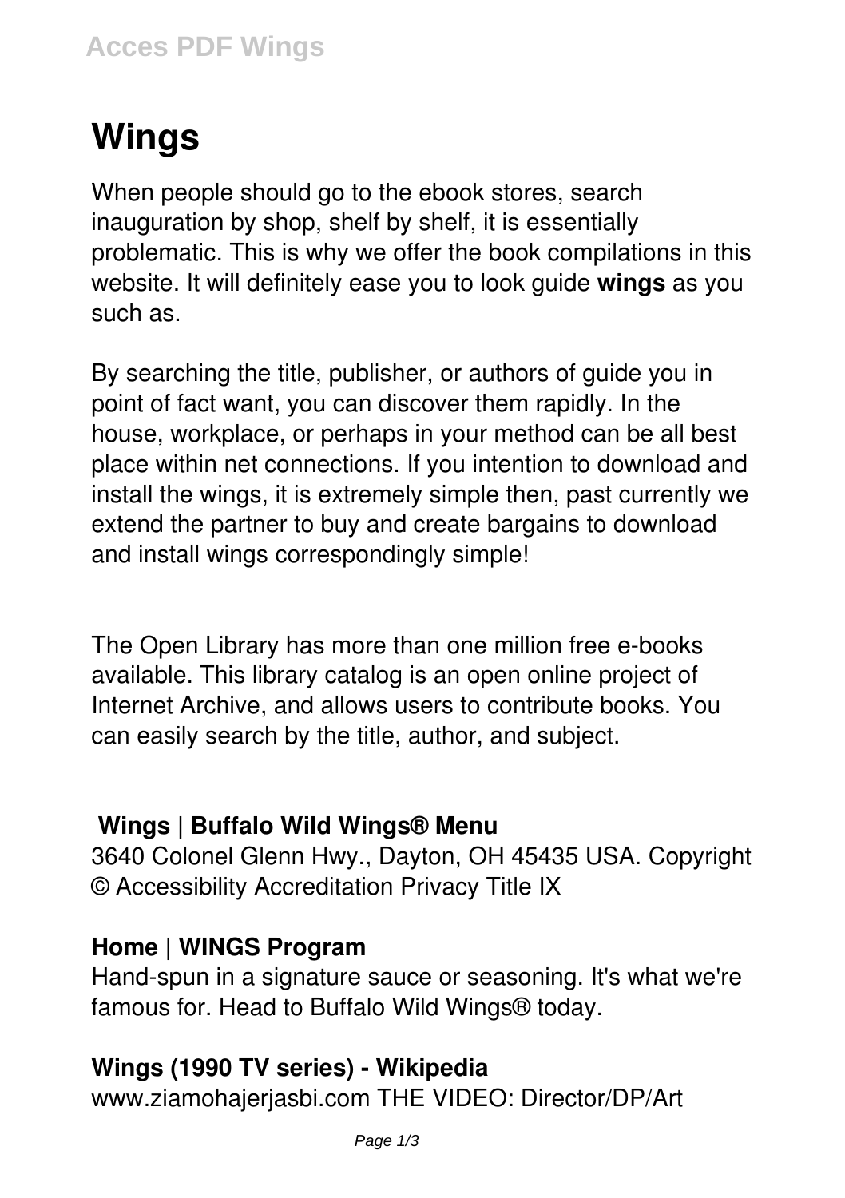# Wings

When people should go to the ebook stores, search inauguration by shop, shelf by shelf, it is essentially problematic. This is why we offer the book compilations in this website. It will definitely ease you to look guide **wings** as you such as.

By searching the title, publisher, or authors of guide you in point of fact want, you can discover them rapidly. In the house, workplace, or perhaps in your method can be all best place within net connections. If you intention to download and install the wings, it is extremely simple then, past currently we extend the partner to buy and create bargains to download and install wings correspondingly simple!

The Open Library has more than one million free e-books available. This library catalog is an open online project of Internet Archive, and allows users to contribute books. You can easily search by the title, author, and subject.

### Wings | Buffalo Wild Wings® Menu

3640 Colonel Glenn Hwy., Dayton, OH 45435 USA. Copyright © Accessibility Accreditation Privacy Title IX

### Home | WINGS Program

Hand-spun in a signature sauce or seasoning. It's what we're famous for. Head to Buffalo Wild Wings® today.

### Wings (1990 TV series) - Wikipedia

www.ziamohajerjasbi.com THE VIDEO: Director/DP/Art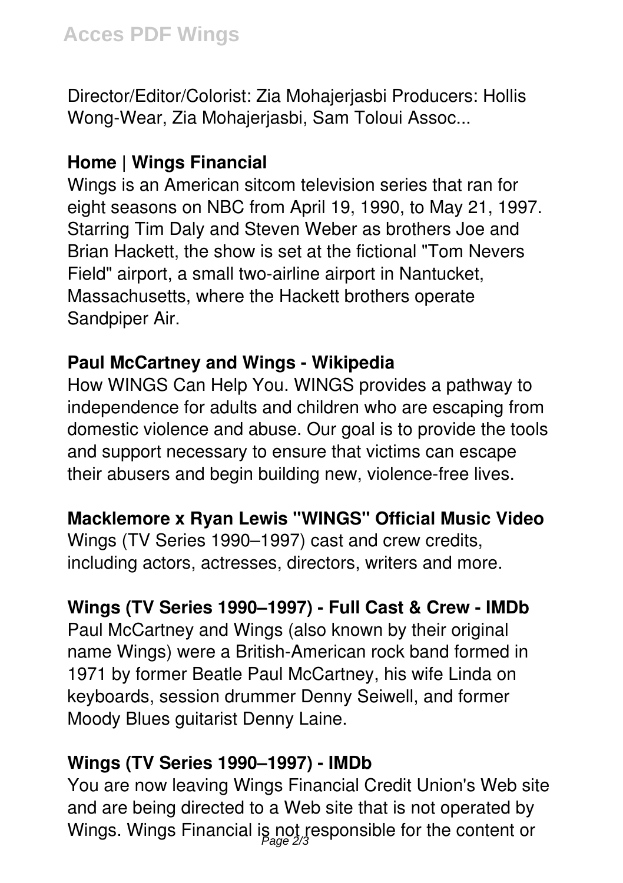Director/Editor/Colorist: Zia Mohajerjasbi Producers: Hollis Wong-Wear, Zia Mohajerjasbi, Sam Toloui Assoc...

## Home | Wings Financial

Wings is an American sitcom television series that ran for eight seasons on NBC from April 19, 1990, to May 21, 1997. Starring Tim Daly and Steven Weber as brothers Joe and Brian Hackett, the show is set at the fictional "Tom Nevers Field" airport, a small two-airline airport in Nantucket, Massachusetts, where the Hackett brothers operate Sandpiper Air.

## Paul McCartney and Wings - Wikipedia

How WINGS Can Help You. WINGS provides a pathway to independence for adults and children who are escaping from domestic violence and abuse. Our goal is to provide the tools and support necessary to ensure that victims can escape their abusers and begin building new, violence-free lives.

## Macklemore x Ryan Lewis "WINGS" Official Music Video

Wings (TV Series 1990–1997) cast and crew credits, including actors, actresses, directors, writers and more.

## Wings (TV Series 1990–1997) - Full Cast & Crew - IMDb

Paul McCartney and Wings (also known by their original name Wings) were a British-American rock band formed in 1971 by former Beatle Paul McCartney, his wife Linda on keyboards, session drummer Denny Seiwell, and former Moody Blues guitarist Denny Laine.

## Wings (TV Series 1990–1997) - IMDb

You are now leaving Wings Financial Credit Union's Web site and are being directed to a Web site that is not operated by Wings. Wings Financial is not responsible for the content or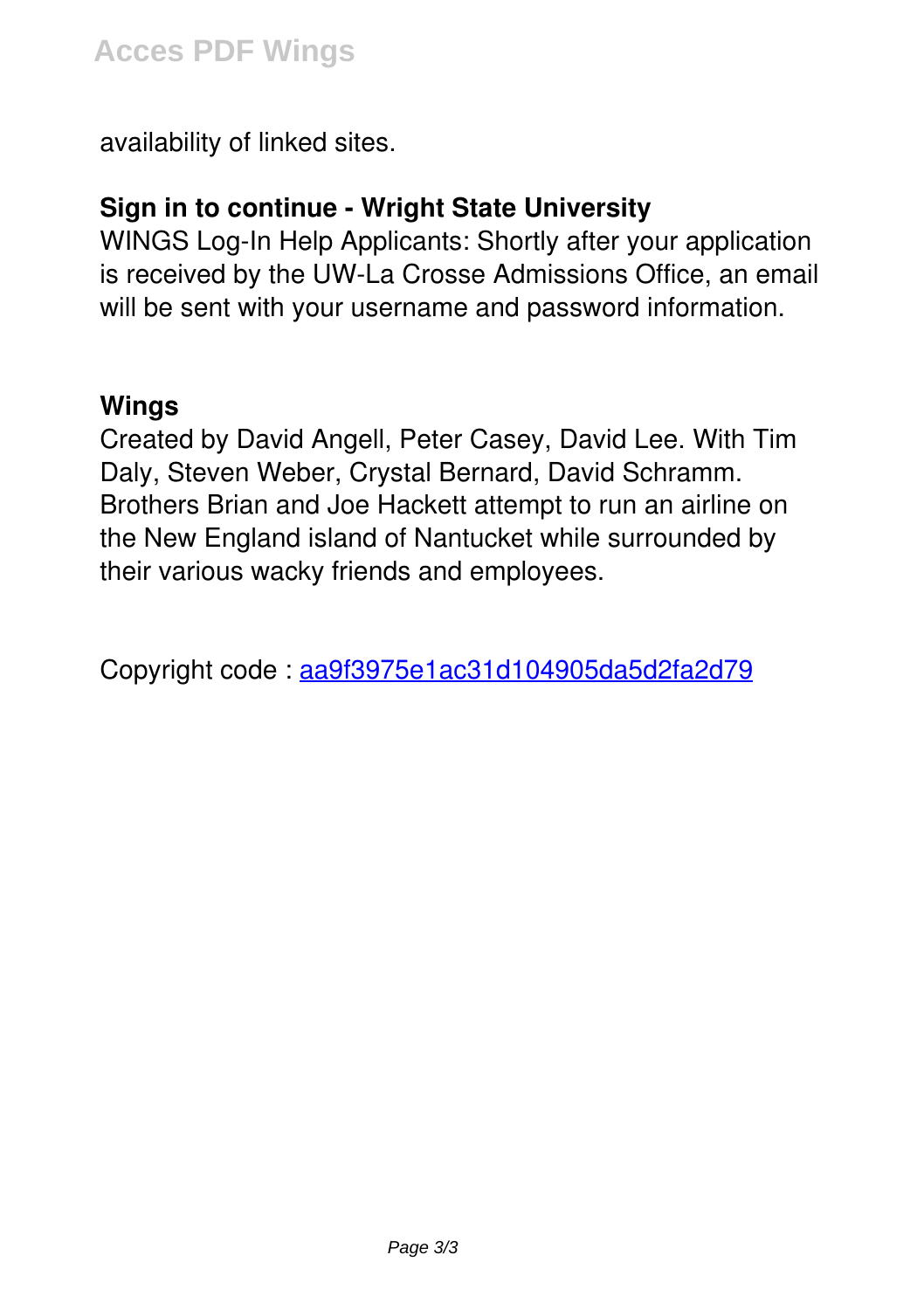availability of linked sites.

**Sign in to continue - Wright State University**

WINGS Log-In Help Applicants: Shortly after your application is received by the UW-La Crosse Admissions Office, an email will be sent with your username and password information.

**Wings**

Created by David Angell, Peter Casey, David Lee. With Tim Daly, Steven Weber, Crystal Bernard, David Schramm. Brothers Brian and Joe Hackett attempt to run an airline on the New England island of Nantucket while surrounded by their various wacky friends and employees.

Copyright code : aa9f3975e1ac31d104905da5d2fa2d79